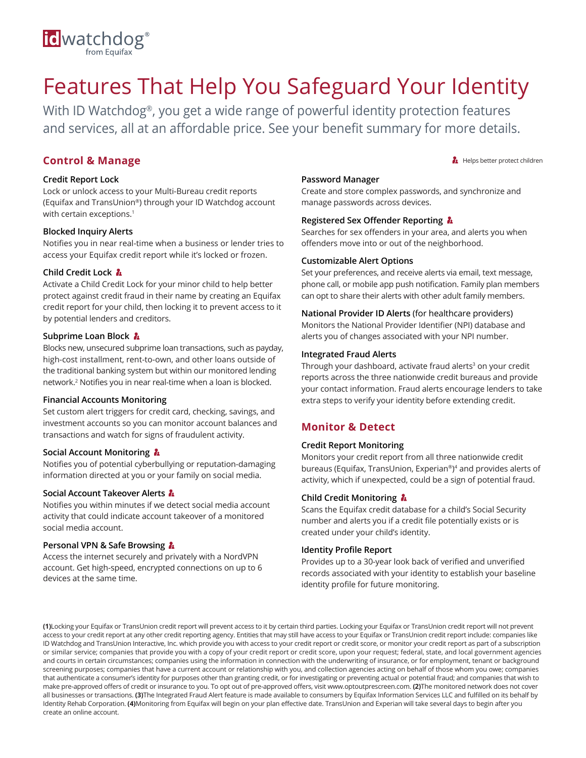idwatchdog®
from Equifax

# Features That Help You Safeguard Your Identity

With ID Watchdog®, you get a wide range of powerful identity protection features and services, all at an affordable price. See your benefit summary for more details.

🧒 Helps better protect children

## Control & Manage

### Credit Report Lock

Lock or unlock access to your Multi-Bureau credit reports (Equifax and TransUnion®) through your ID Watchdog account with certain exceptions.[1]

### Blocked Inquiry Alerts

Notifies you in near real-time when a business or lender tries to access your Equifax credit report while it's locked or frozen.

### Child Credit Lock 🧒

Activate a Child Credit Lock for your minor child to help better protect against credit fraud in their name by creating an Equifax credit report for your child, then locking it to prevent access to it by potential lenders and creditors.

### Subprime Loan Block 🧒

Blocks new, unsecured subprime loan transactions, such as payday, high-cost installment, rent-to-own, and other loans outside of the traditional banking system but within our monitored lending network.[2] Notifies you in near real-time when a loan is blocked.

### Financial Accounts Monitoring

Set custom alert triggers for credit card, checking, savings, and investment accounts so you can monitor account balances and transactions and watch for signs of fraudulent activity.

### Social Account Monitoring 🧒

Notifies you of potential cyberbullying or reputation-damaging information directed at you or your family on social media.

### Social Account Takeover Alerts 🧒

Notifies you within minutes if we detect social media account activity that could indicate account takeover of a monitored social media account.

### Personal VPN & Safe Browsing 🧒

Access the internet securely and privately with a NordVPN account. Get high-speed, encrypted connections on up to 6 devices at the same time.

### Password Manager

Create and store complex passwords, and synchronize and manage passwords across devices.

### Registered Sex Offender Reporting 🧒

Searches for sex offenders in your area, and alerts you when offenders move into or out of the neighborhood.

### Customizable Alert Options

Set your preferences, and receive alerts via email, text message, phone call, or mobile app push notification. Family plan members can opt to share their alerts with other adult family members.

### National Provider ID Alerts (for healthcare providers)

Monitors the National Provider Identifier (NPI) database and alerts you of changes associated with your NPI number.

### Integrated Fraud Alerts

Through your dashboard, activate fraud alerts[3] on your credit reports across the three nationwide credit bureaus and provide your contact information. Fraud alerts encourage lenders to take extra steps to verify your identity before extending credit.

## Monitor & Detect

### Credit Report Monitoring

Monitors your credit report from all three nationwide credit bureaus (Equifax, TransUnion, Experian®)[4] and provides alerts of activity, which if unexpected, could be a sign of potential fraud.

### Child Credit Monitoring 🧒

Scans the Equifax credit database for a child's Social Security number and alerts you if a credit file potentially exists or is created under your child's identity.

### Identity Profile Report

Provides up to a 30-year look back of verified and unverified records associated with your identity to establish your baseline identity profile for future monitoring.

**(1)**Locking your Equifax or TransUnion credit report will prevent access to it by certain third parties. Locking your Equifax or TransUnion credit report will not prevent access to your credit report at any other credit reporting agency. Entities that may still have access to your Equifax or TransUnion credit report include: companies like ID Watchdog and TransUnion Interactive, Inc. which provide you with access to your credit report or credit score, or monitor your credit report as part of a subscription or similar service; companies that provide you with a copy of your credit report or credit score, upon your request; federal, state, and local government agencies and courts in certain circumstances; companies using the information in connection with the underwriting of insurance, or for employment, tenant or background screening purposes; companies that have a current account or relationship with you, and collection agencies acting on behalf of those whom you owe; companies that authenticate a consumer's identity for purposes other than granting credit, or for investigating or preventing actual or potential fraud; and companies that wish to make pre-approved offers of credit or insurance to you. To opt out of pre-approved offers, visit www.optoutprescreen.com. **(2)**The monitored network does not cover all businesses or transactions. **(3)**The Integrated Fraud Alert feature is made available to consumers by Equifax Information Services LLC and fulfilled on its behalf by Identity Rehab Corporation. **(4)**Monitoring from Equifax will begin on your plan effective date. TransUnion and Experian will take several days to begin after you create an online account.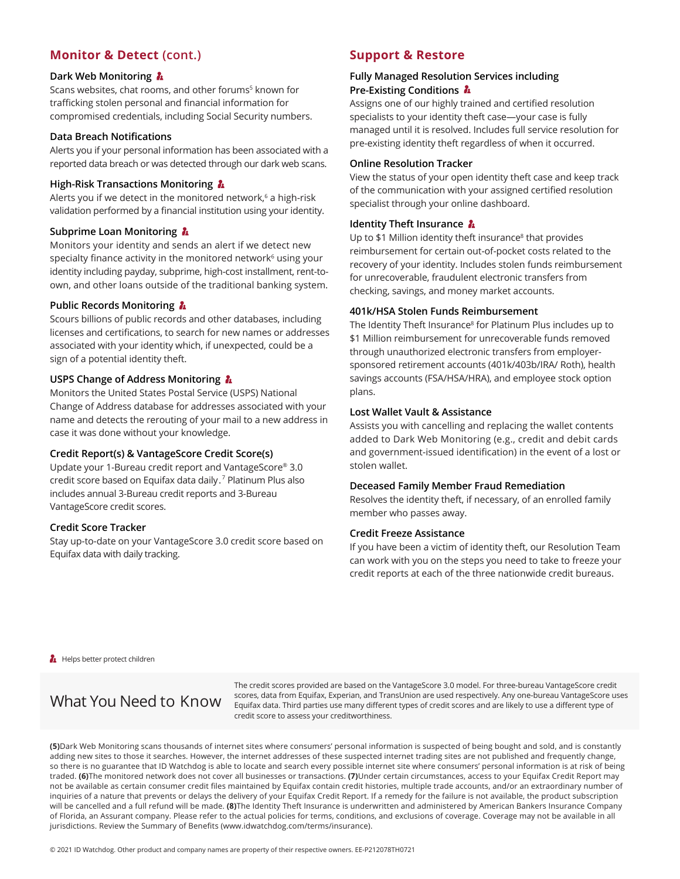## Monitor & Detect (cont.)

### Dark Web Monitoring

Scans websites, chat rooms, and other forums[5] known for trafficking stolen personal and financial information for compromised credentials, including Social Security numbers.

### Data Breach Notifications

Alerts you if your personal information has been associated with a reported data breach or was detected through our dark web scans.

### High-Risk Transactions Monitoring

Alerts you if we detect in the monitored network,[6] a high-risk validation performed by a financial institution using your identity.

### Subprime Loan Monitoring

Monitors your identity and sends an alert if we detect new specialty finance activity in the monitored network[6] using your identity including payday, subprime, high-cost installment, rent-to-own, and other loans outside of the traditional banking system.

### Public Records Monitoring

Scours billions of public records and other databases, including licenses and certifications, to search for new names or addresses associated with your identity which, if unexpected, could be a sign of a potential identity theft.

### USPS Change of Address Monitoring

Monitors the United States Postal Service (USPS) National Change of Address database for addresses associated with your name and detects the rerouting of your mail to a new address in case it was done without your knowledge.

### Credit Report(s) & VantageScore Credit Score(s)

Update your 1-Bureau credit report and VantageScore® 3.0 credit score based on Equifax data daily.[7] Platinum Plus also includes annual 3-Bureau credit reports and 3-Bureau VantageScore credit scores.

### Credit Score Tracker

Stay up-to-date on your VantageScore 3.0 credit score based on Equifax data with daily tracking.

## Support & Restore

### Fully Managed Resolution Services including Pre-Existing Conditions

Assigns one of our highly trained and certified resolution specialists to your identity theft case—your case is fully managed until it is resolved. Includes full service resolution for pre-existing identity theft regardless of when it occurred.

### Online Resolution Tracker

View the status of your open identity theft case and keep track of the communication with your assigned certified resolution specialist through your online dashboard.

### Identity Theft Insurance

Up to $1 Million identity theft insurance[8] that provides reimbursement for certain out-of-pocket costs related to the recovery of your identity. Includes stolen funds reimbursement for unrecoverable, fraudulent electronic transfers from checking, savings, and money market accounts.

### 401k/HSA Stolen Funds Reimbursement

The Identity Theft Insurance[8] for Platinum Plus includes up to $1 Million reimbursement for unrecoverable funds removed through unauthorized electronic transfers from employer-sponsored retirement accounts (401k/403b/IRA/ Roth), health savings accounts (FSA/HSA/HRA), and employee stock option plans.

### Lost Wallet Vault & Assistance

Assists you with cancelling and replacing the wallet contents added to Dark Web Monitoring (e.g., credit and debit cards and government-issued identification) in the event of a lost or stolen wallet.

### Deceased Family Member Fraud Remediation

Resolves the identity theft, if necessary, of an enrolled family member who passes away.

### Credit Freeze Assistance

If you have been a victim of identity theft, our Resolution Team can work with you on the steps you need to take to freeze your credit reports at each of the three nationwide credit bureaus.

Helps better protect children

## What You Need to Know

The credit scores provided are based on the VantageScore 3.0 model. For three-bureau VantageScore credit scores, data from Equifax, Experian, and TransUnion are used respectively. Any one-bureau VantageScore uses Equifax data. Third parties use many different types of credit scores and are likely to use a different type of credit score to assess your creditworthiness.

**(5)**Dark Web Monitoring scans thousands of internet sites where consumers' personal information is suspected of being bought and sold, and is constantly adding new sites to those it searches. However, the internet addresses of these suspected internet trading sites are not published and frequently change, so there is no guarantee that ID Watchdog is able to locate and search every possible internet site where consumers' personal information is at risk of being traded. **(6)**The monitored network does not cover all businesses or transactions. **(7)**Under certain circumstances, access to your Equifax Credit Report may not be available as certain consumer credit files maintained by Equifax contain credit histories, multiple trade accounts, and/or an extraordinary number of inquiries of a nature that prevents or delays the delivery of your Equifax Credit Report. If a remedy for the failure is not available, the product subscription will be cancelled and a full refund will be made. **(8)**The Identity Theft Insurance is underwritten and administered by American Bankers Insurance Company of Florida, an Assurant company. Please refer to the actual policies for terms, conditions, and exclusions of coverage. Coverage may not be available in all jurisdictions. Review the Summary of Benefits (www.idwatchdog.com/terms/insurance).

© 2021 ID Watchdog. Other product and company names are property of their respective owners. EE-P212078TH0721